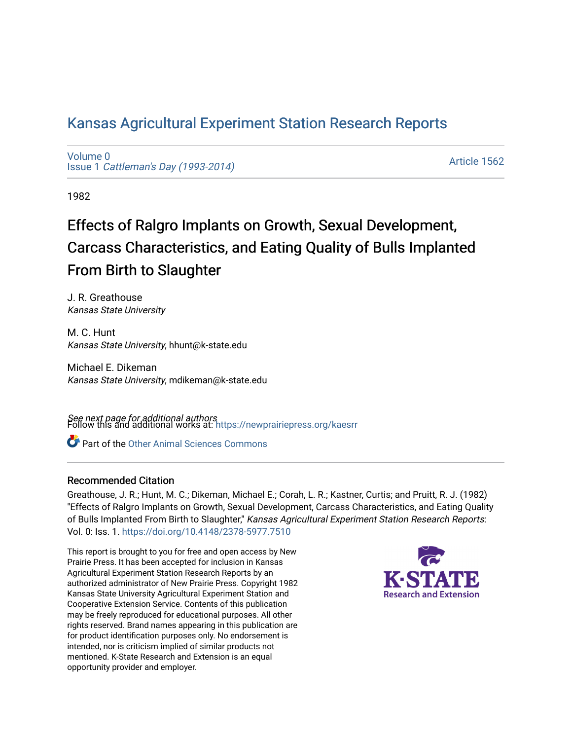# Kansas Agricultural Experiment Station Research Reports

Volume 0
Issue 1 *Cattleman's Day (1993-2014)*

Article 1562

1982

## Effects of Ralgro Implants on Growth, Sexual Development, Carcass Characteristics, and Eating Quality of Bulls Implanted From Birth to Slaughter

J. R. Greathouse
*Kansas State University*

M. C. Hunt
*Kansas State University*, hhunt@k-state.edu

Michael E. Dikeman
*Kansas State University*, mdikeman@k-state.edu

*See next page for additional authors*

Follow this and additional works at: https://newprairiepress.org/kaesrr

Part of the Other Animal Sciences Commons

### Recommended Citation

Greathouse, J. R.; Hunt, M. C.; Dikeman, Michael E.; Corah, L. R.; Kastner, Curtis; and Pruitt, R. J. (1982) "Effects of Ralgro Implants on Growth, Sexual Development, Carcass Characteristics, and Eating Quality of Bulls Implanted From Birth to Slaughter," *Kansas Agricultural Experiment Station Research Reports*: Vol. 0: Iss. 1. https://doi.org/10.4148/2378-5977.7510

This report is brought to you for free and open access by New Prairie Press. It has been accepted for inclusion in Kansas Agricultural Experiment Station Research Reports by an authorized administrator of New Prairie Press. Copyright 1982 Kansas State University Agricultural Experiment Station and Cooperative Extension Service. Contents of this publication may be freely reproduced for educational purposes. All other rights reserved. Brand names appearing in this publication are for product identification purposes only. No endorsement is intended, nor is criticism implied of similar products not mentioned. K-State Research and Extension is an equal opportunity provider and employer.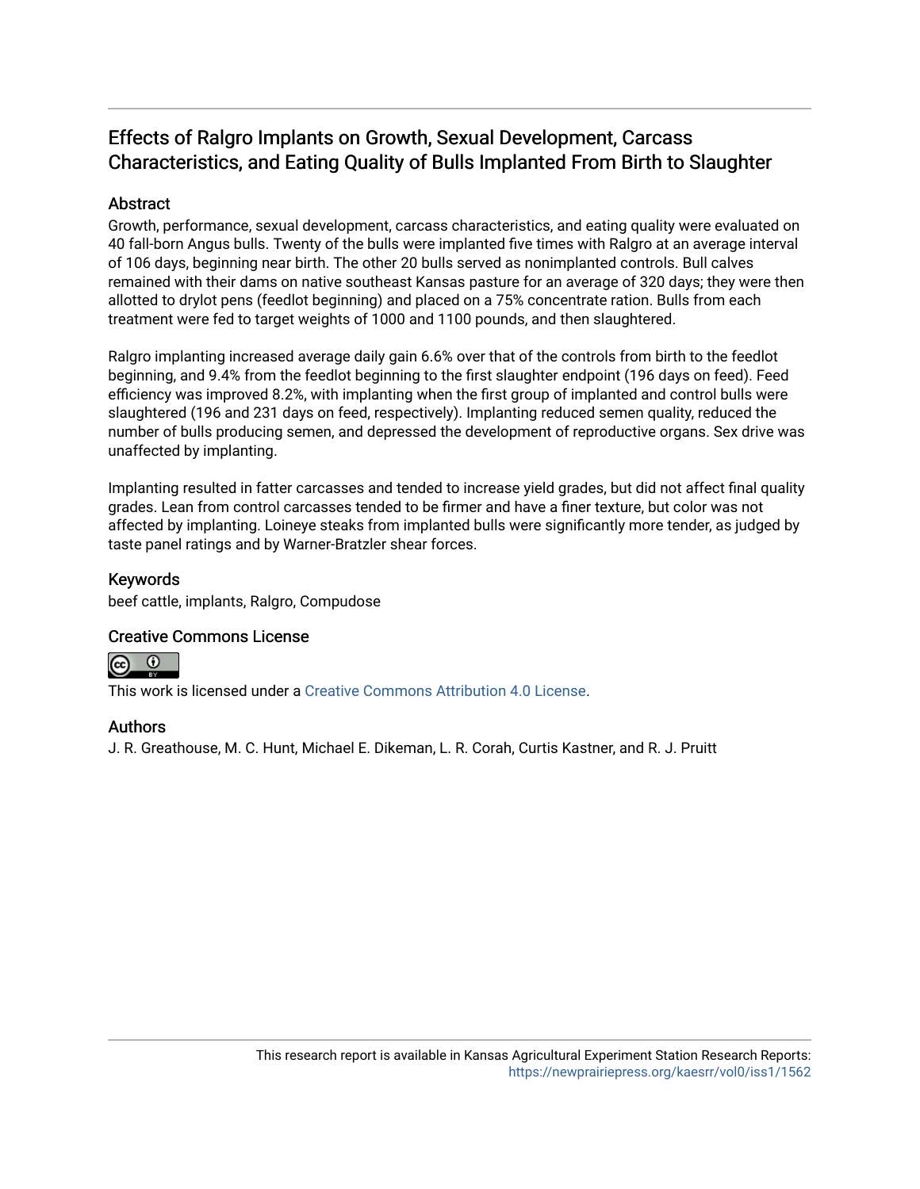# Effects of Ralgro Implants on Growth, Sexual Development, Carcass Characteristics, and Eating Quality of Bulls Implanted From Birth to Slaughter

## Abstract

Growth, performance, sexual development, carcass characteristics, and eating quality were evaluated on 40 fall-born Angus bulls. Twenty of the bulls were implanted five times with Ralgro at an average interval of 106 days, beginning near birth. The other 20 bulls served as nonimplanted controls. Bull calves remained with their dams on native southeast Kansas pasture for an average of 320 days; they were then allotted to drylot pens (feedlot beginning) and placed on a 75% concentrate ration. Bulls from each treatment were fed to target weights of 1000 and 1100 pounds, and then slaughtered.

Ralgro implanting increased average daily gain 6.6% over that of the controls from birth to the feedlot beginning, and 9.4% from the feedlot beginning to the first slaughter endpoint (196 days on feed). Feed efficiency was improved 8.2%, with implanting when the first group of implanted and control bulls were slaughtered (196 and 231 days on feed, respectively). Implanting reduced semen quality, reduced the number of bulls producing semen, and depressed the development of reproductive organs. Sex drive was unaffected by implanting.

Implanting resulted in fatter carcasses and tended to increase yield grades, but did not affect final quality grades. Lean from control carcasses tended to be firmer and have a finer texture, but color was not affected by implanting. Loineye steaks from implanted bulls were significantly more tender, as judged by taste panel ratings and by Warner-Bratzler shear forces.

## Keywords

beef cattle, implants, Ralgro, Compudose

## Creative Commons License

This work is licensed under a Creative Commons Attribution 4.0 License.

## Authors

J. R. Greathouse, M. C. Hunt, Michael E. Dikeman, L. R. Corah, Curtis Kastner, and R. J. Pruitt

This research report is available in Kansas Agricultural Experiment Station Research Reports: https://newprairiepress.org/kaesrr/vol0/iss1/1562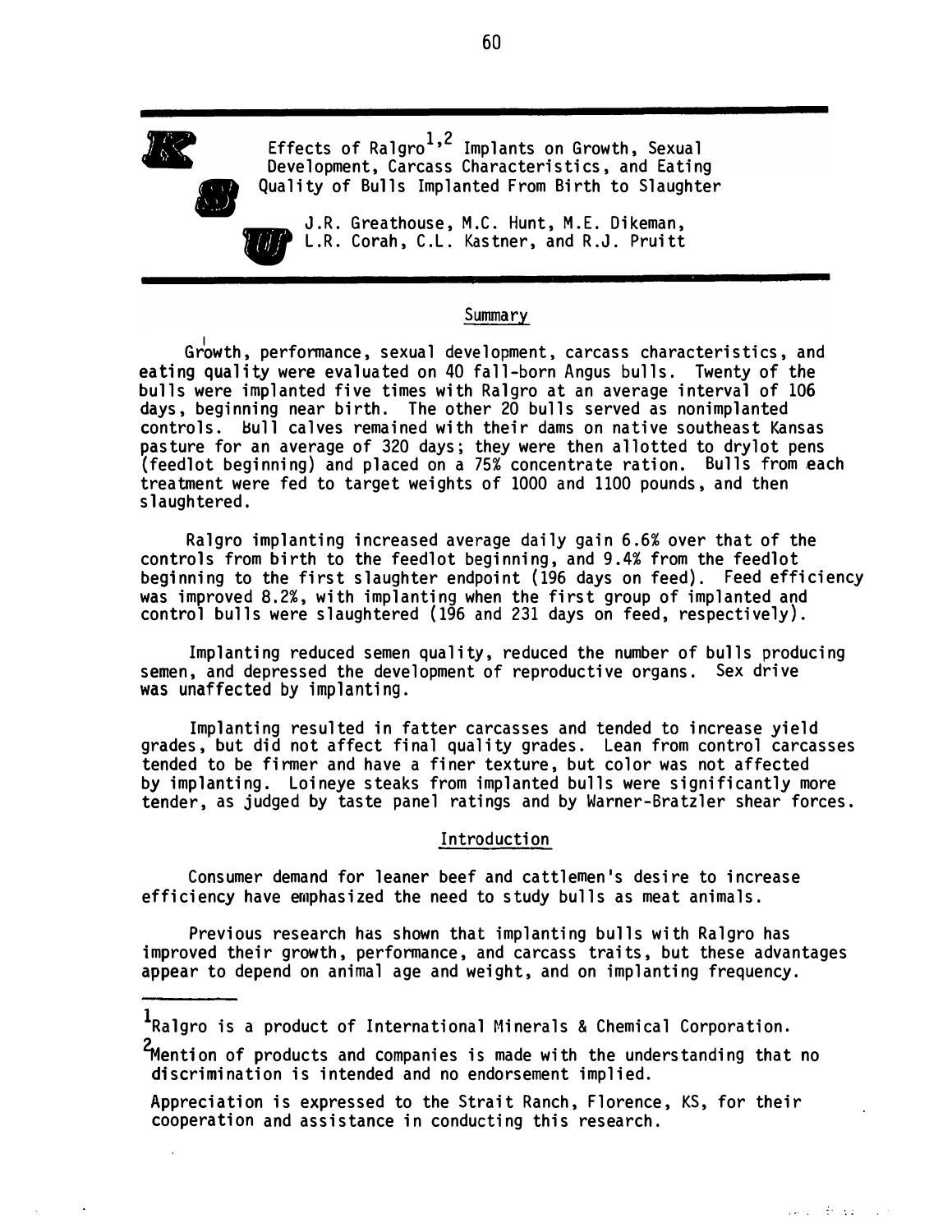# Effects of Ralgro[1,2] Implants on Growth, Sexual Development, Carcass Characteristics, and Eating Quality of Bulls Implanted From Birth to Slaughter

J.R. Greathouse, M.C. Hunt, M.E. Dikeman, L.R. Corah, C.L. Kastner, and R.J. Pruitt

## Summary

Growth, performance, sexual development, carcass characteristics, and eating quality were evaluated on 40 fall-born Angus bulls. Twenty of the bulls were implanted five times with Ralgro at an average interval of 106 days, beginning near birth. The other 20 bulls served as nonimplanted controls. Bull calves remained with their dams on native southeast Kansas pasture for an average of 320 days; they were then allotted to drylot pens (feedlot beginning) and placed on a 75% concentrate ration. Bulls from each treatment were fed to target weights of 1000 and 1100 pounds, and then slaughtered.

Ralgro implanting increased average daily gain 6.6% over that of the controls from birth to the feedlot beginning, and 9.4% from the feedlot beginning to the first slaughter endpoint (196 days on feed). Feed efficiency was improved 8.2%, with implanting when the first group of implanted and control bulls were slaughtered (196 and 231 days on feed, respectively).

Implanting reduced semen quality, reduced the number of bulls producing semen, and depressed the development of reproductive organs. Sex drive was unaffected by implanting.

Implanting resulted in fatter carcasses and tended to increase yield grades, but did not affect final quality grades. Lean from control carcasses tended to be firmer and have a finer texture, but color was not affected by implanting. Loineye steaks from implanted bulls were significantly more tender, as judged by taste panel ratings and by Warner-Bratzler shear forces.

## Introduction

Consumer demand for leaner beef and cattlemen's desire to increase efficiency have emphasized the need to study bulls as meat animals.

Previous research has shown that implanting bulls with Ralgro has improved their growth, performance, and carcass traits, but these advantages appear to depend on animal age and weight, and on implanting frequency.

---

[1] Ralgro is a product of International Minerals & Chemical Corporation.

[2] Mention of products and companies is made with the understanding that no discrimination is intended and no endorsement implied.

Appreciation is expressed to the Strait Ranch, Florence, KS, for their cooperation and assistance in conducting this research.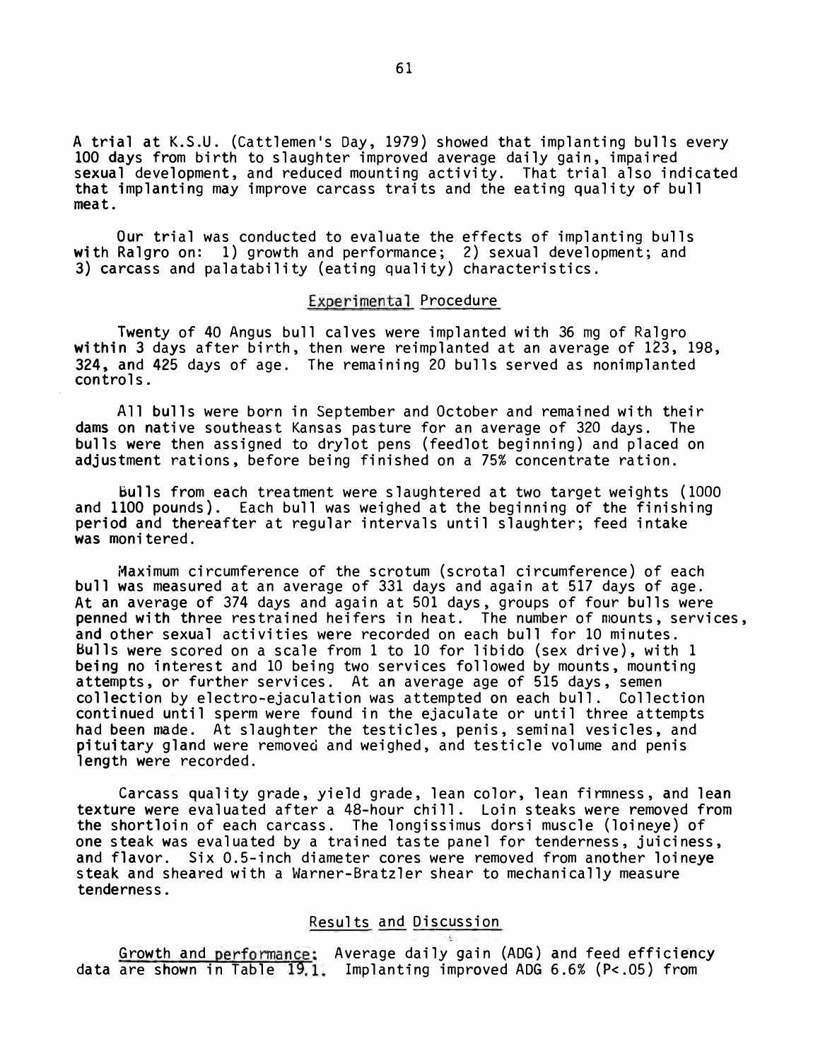A trial at K.S.U. (Cattlemen's Day, 1979) showed that implanting bulls every 100 days from birth to slaughter improved average daily gain, impaired sexual development, and reduced mounting activity. That trial also indicated that implanting may improve carcass traits and the eating quality of bull meat.

Our trial was conducted to evaluate the effects of implanting bulls with Ralgro on: 1) growth and performance; 2) sexual development; and 3) carcass and palatability (eating quality) characteristics.

## Experimental Procedure

Twenty of 40 Angus bull calves were implanted with 36 mg of Ralgro within 3 days after birth, then were reimplanted at an average of 123, 198, 324, and 425 days of age. The remaining 20 bulls served as nonimplanted controls.

All bulls were born in September and October and remained with their dams on native southeast Kansas pasture for an average of 320 days. The bulls were then assigned to drylot pens (feedlot beginning) and placed on adjustment rations, before being finished on a 75% concentrate ration.

Bulls from each treatment were slaughtered at two target weights (1000 and 1100 pounds). Each bull was weighed at the beginning of the finishing period and thereafter at regular intervals until slaughter; feed intake was monitered.

Maximum circumference of the scrotum (scrotal circumference) of each bull was measured at an average of 331 days and again at 517 days of age. At an average of 374 days and again at 501 days, groups of four bulls were penned with three restrained heifers in heat. The number of mounts, services, and other sexual activities were recorded on each bull for 10 minutes. Bulls were scored on a scale from 1 to 10 for libido (sex drive), with 1 being no interest and 10 being two services followed by mounts, mounting attempts, or further services. At an average age of 515 days, semen collection by electro-ejaculation was attempted on each bull. Collection continued until sperm were found in the ejaculate or until three attempts had been made. At slaughter the testicles, penis, seminal vesicles, and pituitary gland were removed and weighed, and testicle volume and penis length were recorded.

Carcass quality grade, yield grade, lean color, lean firmness, and lean texture were evaluated after a 48-hour chill. Loin steaks were removed from the shortloin of each carcass. The longissimus dorsi muscle (loineye) of one steak was evaluated by a trained taste panel for tenderness, juiciness, and flavor. Six 0.5-inch diameter cores were removed from another loineye steak and sheared with a Warner-Bratzler shear to mechanically measure tenderness.

## Results and Discussion

Growth and performance: Average daily gain (ADG) and feed efficiency data are shown in Table 19.1. Implanting improved ADG 6.6% ($P<.05$) from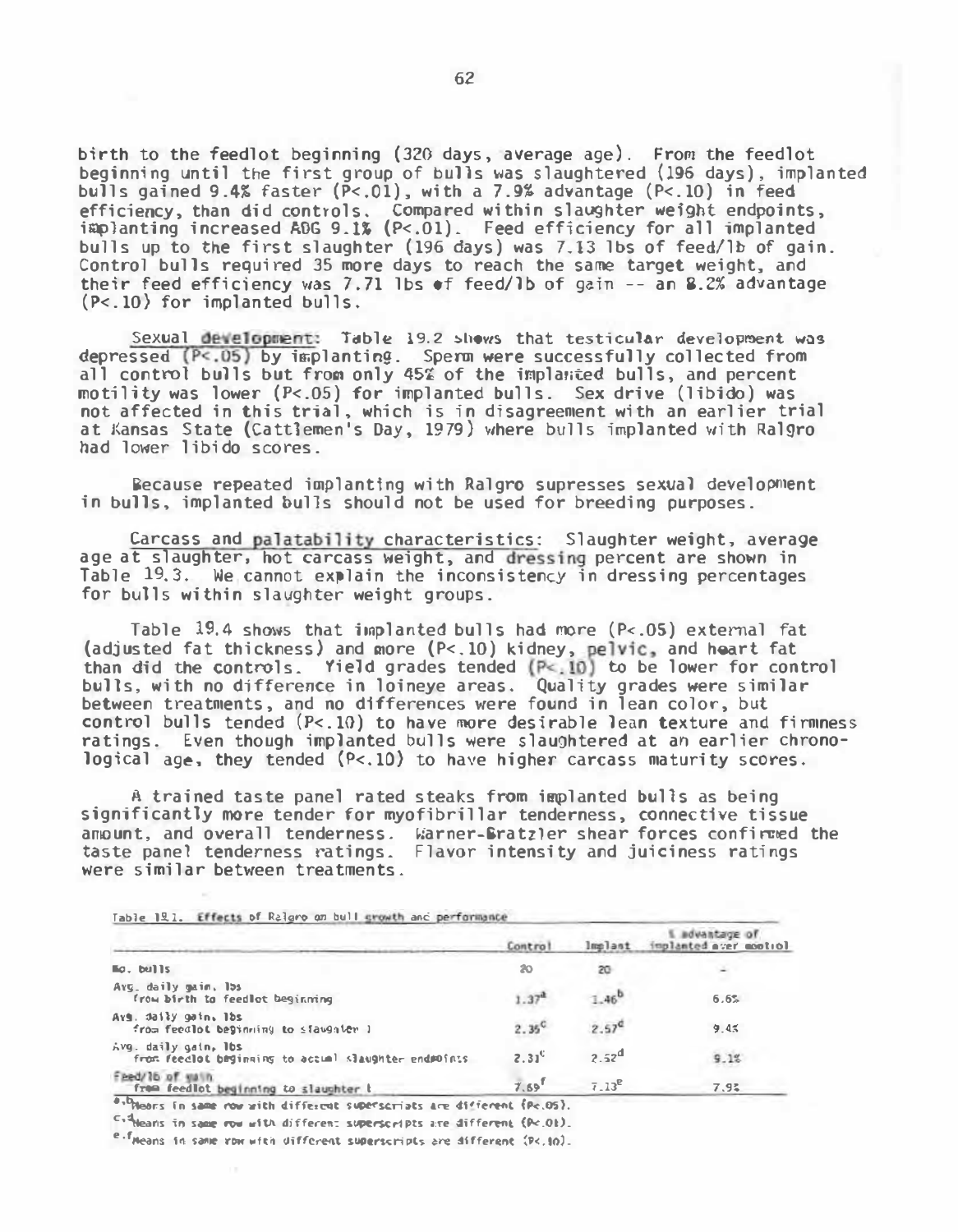birth to the feedlot beginning (320 days, average age). From the feedlot beginning until the first group of bulls was slaughtered (196 days), implanted bulls gained 9.4% faster ($P<.01$), with a 7.9% advantage ($P<.10$) in feed efficiency, than did controls. Compared within slaughter weight endpoints, implanting increased ADG 9.1% ($P<.01$). Feed efficiency for all implanted bulls up to the first slaughter (196 days) was 7.13 lbs of feed/lb of gain. Control bulls required 35 more days to reach the same target weight, and their feed efficiency was 7.71 lbs of feed/lb of gain -- an 8.2% advantage ($P<.10$) for implanted bulls.

Sexual development: Table 19.2 shows that testicular development was depressed ($P<.05$) by implanting. Sperm were successfully collected from all control bulls but from only 45% of the implanted bulls, and percent motility was lower ($P<.05$) for implanted bulls. Sex drive (libido) was not affected in this trial, which is in disagreement with an earlier trial at Kansas State (Cattlemen's Day, 1979) where bulls implanted with Ralgro had lower libido scores.

Because repeated implanting with Ralgro supresses sexual development in bulls, implanted bulls should not be used for breeding purposes.

Carcass and palatability characteristics: Slaughter weight, average age at slaughter, hot carcass weight, and dressing percent are shown in Table 19.3. We cannot explain the inconsistency in dressing percentages for bulls within slaughter weight groups.

Table 19.4 shows that implanted bulls had more ($P<.05$) external fat (adjusted fat thickness) and more ($P<.10$) kidney, pelvic, and heart fat than did the controls. Yield grades tended ($P<.10$) to be lower for control bulls, with no difference in loineye areas. Quality grades were similar between treatments, and no differences were found in lean color, but control bulls tended ($P<.10$) to have more desirable lean texture and firmness ratings. Even though implanted bulls were slaughtered at an earlier chronological age, they tended ($P<.10$) to have higher carcass maturity scores.

A trained taste panel rated steaks from implanted bulls as being significantly more tender for myofibrillar tenderness, connective tissue amount, and overall tenderness. Warner-Bratzler shear forces confirmed the taste panel tenderness ratings. Flavor intensity and juiciness ratings were similar between treatments.

Table 19.1. Effects of Ralgro on bull growth and performance

| | Control | Implant | % advantage of implanted over control |
|---|---|---|---|
| No. bulls | 20 | 20 | - |
| Avg. daily gain, lbs from birth to feedlot beginning | 1.37[a] | 1.46[b] | 6.6% |
| Avg. daily gain, lbs from feedlot beginning to slaughter 1 | 2.35[c] | 2.57[d] | 9.4% |
| Avg. daily gain, lbs from feedlot beginning to actual slaughter endpoints | 2.31[c] | 2.52[d] | 9.1% |
| Feed/lb of gain from feedlot beginning to slaughter 1 | 7.69[f] | 7.13[e] | 7.9% |

[a,b]Means in same row with different superscripts are different ($P<.05$).

[c,d]Means in same row with different superscripts are different ($P<.01$).

[e,f]Means in same row with different superscripts are different ($P<.10$).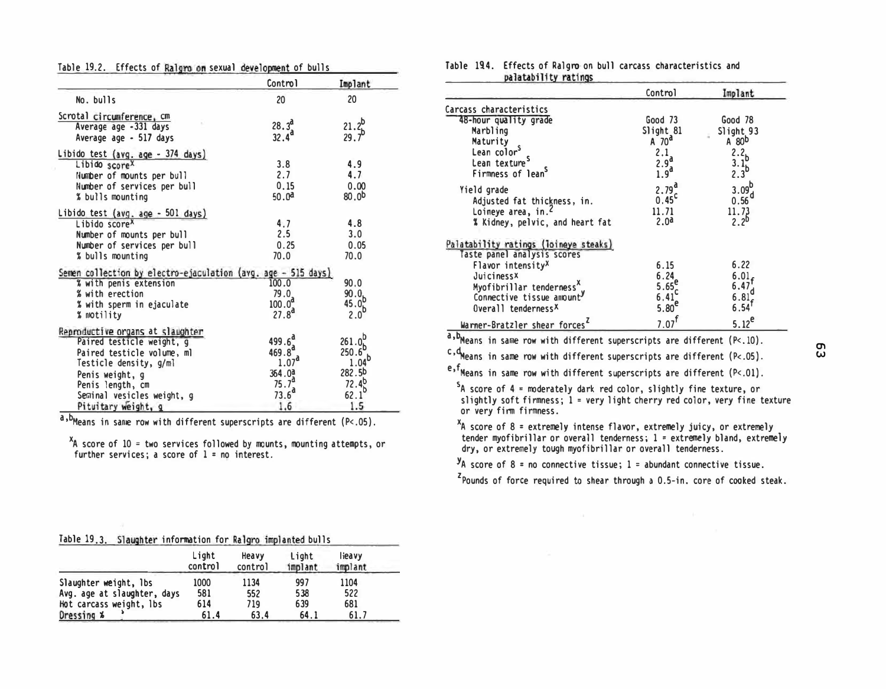Table 19.2. Effects of Ralgro on sexual development of bulls

| | Control | Implant |
|---|---|---|
| No. bulls | 20 | 20 |
| **Scrotal circumference, cm** | | |
| Average age - 331 days | 28.3[a] | 21.2[b] |
| Average age - 517 days | 32.4[a] | 29.7[b] |
| **Libido test (avg. age - 374 days)** | | |
| Libido score[x] | 3.8 | 4.9 |
| Number of mounts per bull | 2.7 | 4.7 |
| Number of services per bull | 0.15 | 0.00 |
| % bulls mounting | 50.0[a] | 80.0[b] |
| **Libido test (avg. age - 501 days)** | | |
| Libido score[x] | 4.7 | 4.8 |
| Number of mounts per bull | 2.5 | 3.0 |
| Number of services per bull | 0.25 | 0.05 |
| % bulls mounting | 70.0 | 70.0 |
| **Semen collection by electro-ejaculation (avg. age - 515 days)** | | |
| % with penis extension | 100.0 | 90.0 |
| % with erection | 79.0 | 90.0 |
| % with sperm in ejaculate | 100.0[a] | 45.0[b] |
| % motility | 27.8[a] | 2.0[b] |
| **Reproductive organs at slaughter** | | |
| Paired testicle weight, g | 499.6[a] | 261.0[b] |
| Paired testicle volume, ml | 469.8[a] | 250.6[b] |
| Testicle density, g/ml | 1.07[a] | 1.04[b] |
| Penis weight, g | 364.0[a] | 282.5[b] |
| Penis length, cm | 75.7[a] | 72.4[b] |
| Seminal vesicles weight, g | 73.6[a] | 62.1[b] |
| Pituitary weight, g | 1.6 | 1.5 |

[a,b]Means in same row with different superscripts are different ($P<.05$).

[x]A score of 10 = two services followed by mounts, mounting attempts, or further services; a score of 1 = no interest.

Table 19.3. Slaughter information for Ralgro implanted bulls

| | Light control | Heavy control | Light implant | Heavy implant |
|---|---|---|---|---|
| Slaughter weight, lbs | 1000 | 1134 | 997 | 1104 |
| Avg. age at slaughter, days | 581 | 552 | 538 | 522 |
| Hot carcass weight, lbs | 614 | 719 | 639 | 681 |
| Dressing % | 61.4 | 63.4 | 64.1 | 61.7 |

Table 19.4. Effects of Ralgro on bull carcass characteristics and palatability ratings

| | Control | Implant |
|---|---|---|
| **Carcass characteristics** | | |
| 48-hour quality grade | Good 73 | Good 78 |
| Marbling | Slight 81 | Slight 93 |
| Maturity | A 70[a] | A 80[b] |
| Lean color[s] | 2.1 | 2.2 |
| Lean texture[s] | 2.9[a] | 3.1[b] |
| Firmness of lean[s] | 1.9[a] | 2.3[b] |
| Yield grade | 2.79[a] | 3.09[b] |
| Adjusted fat thickness, in. | 0.45[c] | 0.56[d] |
| Loineye area, in.[2] | 11.71 | 11.73 |
| % Kidney, pelvic, and heart fat | 2.0[a] | 2.2[b] |
| **Palatability ratings (loineye steaks)** | | |
| Taste panel analysis scores | | |
| Flavor intensity[x] | 6.15 | 6.22 |
| Juiciness[x] | 6.24 | 6.01 |
| Myofibrillar tenderness[x] | 5.65[e] | 6.47[f] |
| Connective tissue amount[y] | 6.41[c] | 6.81[d] |
| Overall tenderness[x] | 5.80[e] | 6.54[f] |
| Warner-Bratzler shear forces[z] | 7.07[f] | 5.12[e] |

[a,b]Means in same row with different superscripts are different ($P<.10$).

[c,d]Means in same row with different superscripts are different ($P<.05$).

[e,f]Means in same row with different superscripts are different ($P<.01$).

[s]A score of 4 = moderately dark red color, slightly fine texture, or slightly soft firmness; 1 = very light cherry red color, very fine texture or very firm firmness.

[x]A score of 8 = extremely intense flavor, extremely juicy, or extremely tender myofibrillar or overall tenderness; 1 = extremely bland, extremely dry, or extremely tough myofibrillar or overall tenderness.

[y]A score of 8 = no connective tissue; 1 = abundant connective tissue.

[z]Pounds of force required to shear through a 0.5-in. core of cooked steak.